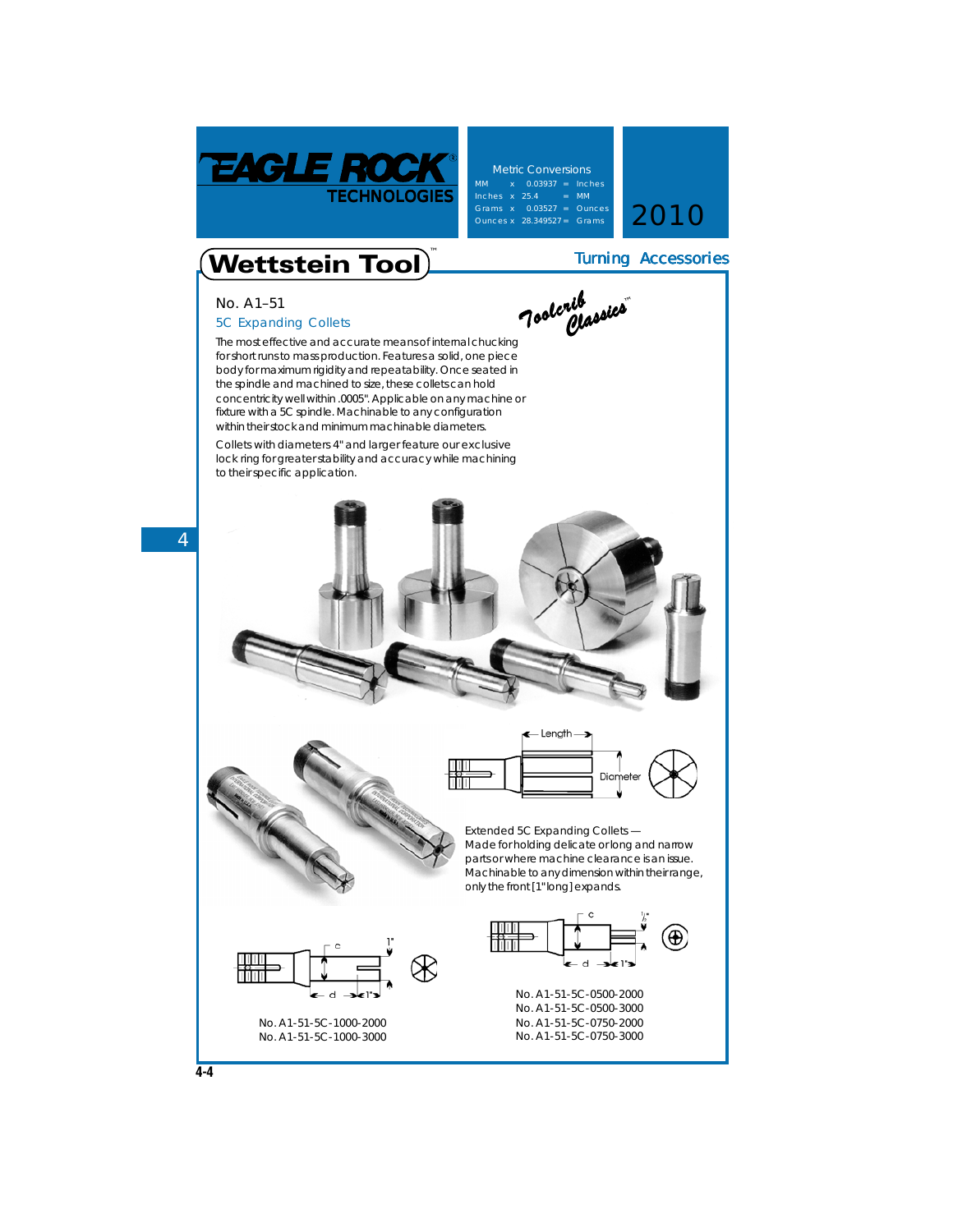# EAGLE ROCK TECHNOLOGIES

**Metric Conversions**

| | | | | |
|---|---|---|---|---|
| MM | x | 0.03937 | = | Inches |
| Inches | x | 25.4 | = | MM |
| Grams | x | 0.03527 | = | Ounces |
| Ounces | x | 28.349527 | = | Grams |

2010

## Wettstein Tool™

Turning Accessories

### No. A1–51

#### 5C Expanding Collets

*Toolcrib Classics™*

The most effective and accurate means of internal chucking for short runs to mass production. Features a solid, one piece body for maximum rigidity and repeatability. Once seated in the spindle and machined to size, these collets can hold concentricity well within .0005". Applicable on any machine or fixture with a 5C spindle. Machinable to any configuration within their stock and minimum machinable diameters.

Collets with diameters 4" and larger feature our exclusive lock ring for greater stability and accuracy while machining to their specific application.

Length

Diameter

Extended 5C Expanding Collets — Made for holding delicate or long and narrow parts or where machine clearance is an issue. Machinable to any dimension within their range, only the front [1" long] expands.

c

d

1"

No. A1-51-5C-1000-2000
No. A1-51-5C-1000-3000

c

d

1"

1/2"

No. A1-51-5C-0500-2000
No. A1-51-5C-0500-3000
No. A1-51-5C-0750-2000
No. A1-51-5C-0750-3000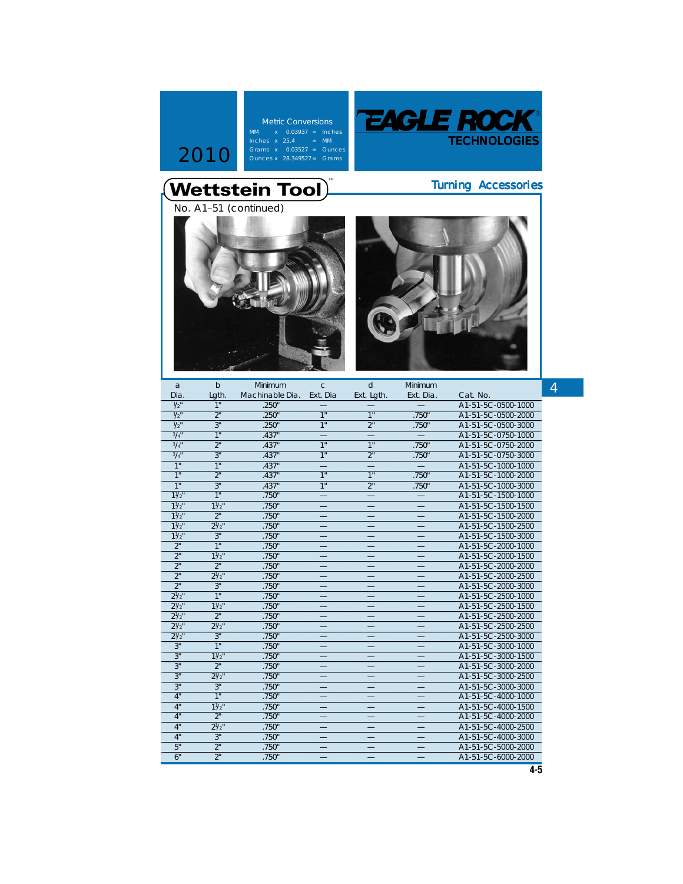# Wettstein Tool™

## Turning Accessories

No. A1–51 (continued)

| a Dia. | b Lgth. | Minimum Machinable Dia. | c Ext. Dia | d Ext. Lgth. | Minimum Ext. Dia. | Cat. No. |
|---|---|---|---|---|---|---|
| 1/2" | 1" | .250" | — | — | — | A1-51-5C-0500-1000 |
| 1/2" | 2" | .250" | 1" | 1" | .750" | A1-51-5C-0500-2000 |
| 1/2" | 3" | .250" | 1" | 2" | .750" | A1-51-5C-0500-3000 |
| 3/4" | 1" | .437" | — | — | — | A1-51-5C-0750-1000 |
| 3/4" | 2" | .437" | 1" | 1" | .750" | A1-51-5C-0750-2000 |
| 3/4" | 3" | .437" | 1" | 2" | .750" | A1-51-5C-0750-3000 |
| 1" | 1" | .437" | — | — | — | A1-51-5C-1000-1000 |
| 1" | 2" | .437" | 1" | 1" | .750" | A1-51-5C-1000-2000 |
| 1" | 3" | .437" | 1" | 2" | .750" | A1-51-5C-1000-3000 |
| 1 1/2" | 1" | .750" | — | — | — | A1-51-5C-1500-1000 |
| 1 1/2" | 1 1/2" | .750" | — | — | — | A1-51-5C-1500-1500 |
| 1 1/2" | 2" | .750" | — | — | — | A1-51-5C-1500-2000 |
| 1 1/2" | 2 1/2" | .750" | — | — | — | A1-51-5C-1500-2500 |
| 1 1/2" | 3" | .750" | — | — | — | A1-51-5C-1500-3000 |
| 2" | 1" | .750" | — | — | — | A1-51-5C-2000-1000 |
| 2" | 1 1/2" | .750" | — | — | — | A1-51-5C-2000-1500 |
| 2" | 2" | .750" | — | — | — | A1-51-5C-2000-2000 |
| 2" | 2 1/2" | .750" | — | — | — | A1-51-5C-2000-2500 |
| 2" | 3" | .750" | — | — | — | A1-51-5C-2000-3000 |
| 2 1/2" | 1" | .750" | — | — | — | A1-51-5C-2500-1000 |
| 2 1/2" | 1 1/2" | .750" | — | — | — | A1-51-5C-2500-1500 |
| 2 1/2" | 2" | .750" | — | — | — | A1-51-5C-2500-2000 |
| 2 1/2" | 2 1/2" | .750" | — | — | — | A1-51-5C-2500-2500 |
| 2 1/2" | 3" | .750" | — | — | — | A1-51-5C-2500-3000 |
| 3" | 1" | .750" | — | — | — | A1-51-5C-3000-1000 |
| 3" | 1 1/2" | .750" | — | — | — | A1-51-5C-3000-1500 |
| 3" | 2" | .750" | — | — | — | A1-51-5C-3000-2000 |
| 3" | 2 1/2" | .750" | — | — | — | A1-51-5C-3000-2500 |
| 3" | 3" | .750" | — | — | — | A1-51-5C-3000-3000 |
| 4" | 1" | .750" | — | — | — | A1-51-5C-4000-1000 |
| 4" | 1 1/2" | .750" | — | — | — | A1-51-5C-4000-1500 |
| 4" | 2" | .750" | — | — | — | A1-51-5C-4000-2000 |
| 4" | 2 1/2" | .750" | — | — | — | A1-51-5C-4000-2500 |
| 4" | 3" | .750" | — | — | — | A1-51-5C-4000-3000 |
| 5" | 2" | .750" | — | — | — | A1-51-5C-5000-2000 |
| 6" | 2" | .750" | — | — | — | A1-51-5C-6000-2000 |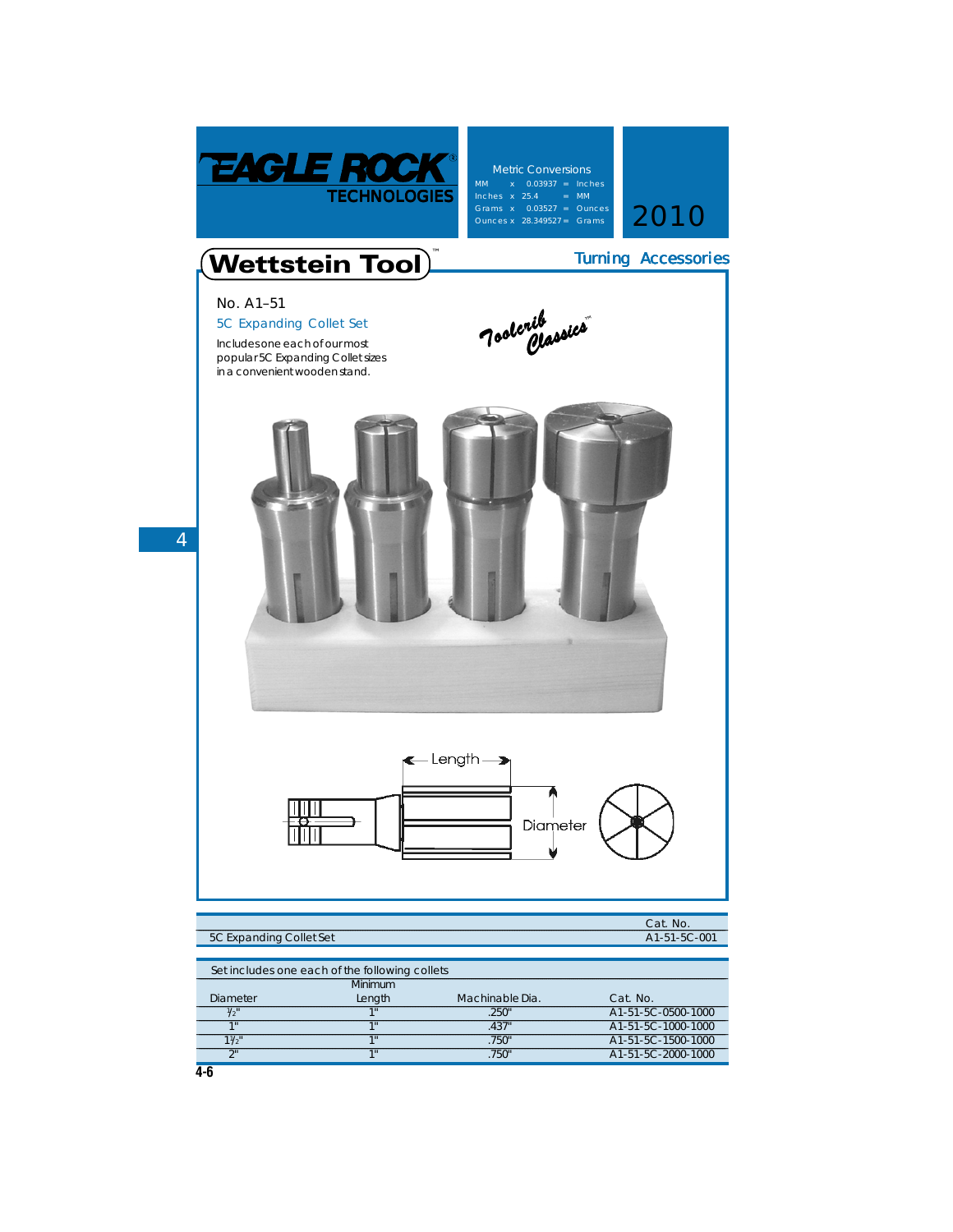EAGLE ROCK® TECHNOLOGIES

Metric Conversions
MM x 0.03937 = Inches
Inches x 25.4 = MM
Grams x 0.03527 = Ounces
Ounces x 28.349527 = Grams

2010

## Wettstein Tool™

Turning Accessories

No. A1–51

### 5C Expanding Collet Set

Includes one each of our most popular 5C Expanding Collet sizes in a convenient wooden stand.

Toolcrib Classics™

Length

Diameter

| | Cat. No. |
|---|---|
| 5C Expanding Collet Set | A1-51-5C-001 |

Set includes one each of the following collets

| Diameter | Minimum Length | Machinable Dia. | Cat. No. |
|---|---|---|---|
| ½" | 1" | .250" | A1-51-5C-0500-1000 |
| 1" | 1" | .437" | A1-51-5C-1000-1000 |
| 1½" | 1" | .750" | A1-51-5C-1500-1000 |
| 2" | 1" | .750" | A1-51-5C-2000-1000 |